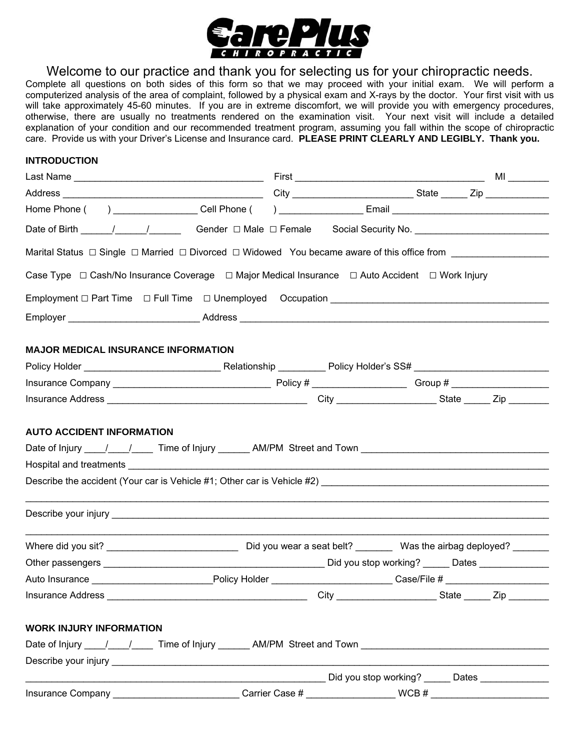# CarePlus CHIROPRACTIC

Welcome to our practice and thank you for selecting us for your chiropractic needs.

Complete all questions on both sides of this form so that we may proceed with your initial exam. We will perform a computerized analysis of the area of complaint, followed by a physical exam and X-rays by the doctor. Your first visit with us will take approximately 45-60 minutes. If you are in extreme discomfort, we will provide you with emergency procedures, otherwise, there are usually no treatments rendered on the examination visit. Your next visit will include a detailed explanation of your condition and our recommended treatment program, assuming you fall within the scope of chiropractic care. Provide us with your Driver's License and Insurance card. **PLEASE PRINT CLEARLY AND LEGIBLY. Thank you.**

## INTRODUCTION

Last Name ___________________________________ First ___________________________________ MI _______

Address _____________________________________ City ______________________ State _____ Zip ___________

Home Phone (     ) _______________ Cell Phone (     ) _______________ Email _____________________________

Date of Birth ______/______/______ Gender ☐ Male ☐ Female Social Security No. _________________________

Marital Status ☐ Single ☐ Married ☐ Divorced ☐ Widowed You became aware of this office from _________________

Case Type ☐ Cash/No Insurance Coverage ☐ Major Medical Insurance ☐ Auto Accident ☐ Work Injury

Employment ☐ Part Time ☐ Full Time ☐ Unemployed Occupation _________________________________________

Employer ________________________ Address ___________________________________________________________

## MAJOR MEDICAL INSURANCE INFORMATION

Policy Holder _________________________ Relationship _________ Policy Holder's SS# _________________________

Insurance Company ______________________________ Policy # _________________ Group # __________________

Insurance Address ______________________________________ City __________________ State _____ Zip _______

## AUTO ACCIDENT INFORMATION

Date of Injury ____/____/____ Time of Injury ______ AM/PM Street and Town ___________________________________

Hospital and treatments _____________________________________________________________________________

Describe the accident (Your car is Vehicle #1; Other car is Vehicle #2) ___________________________________________

_____________________________________________________________________________________________

Describe your injury _________________________________________________________________________________

_____________________________________________________________________________________________

Where did you sit? _________________________ Did you wear a seat belt? _______ Was the airbag deployed? _______

Other passengers __________________________________________ Did you stop working? _____ Dates _____________

Auto Insurance ______________________Policy Holder ______________________ Case/File # ___________________

Insurance Address ______________________________________ City __________________ State _____ Zip _______

## WORK INJURY INFORMATION

Date of Injury ____/____/____ Time of Injury ______ AM/PM Street and Town ___________________________________

Describe your injury _________________________________________________________________________________

__________________________________________________________ Did you stop working? _____ Dates _____________

Insurance Company ________________________ Carrier Case # ________________ WCB # ______________________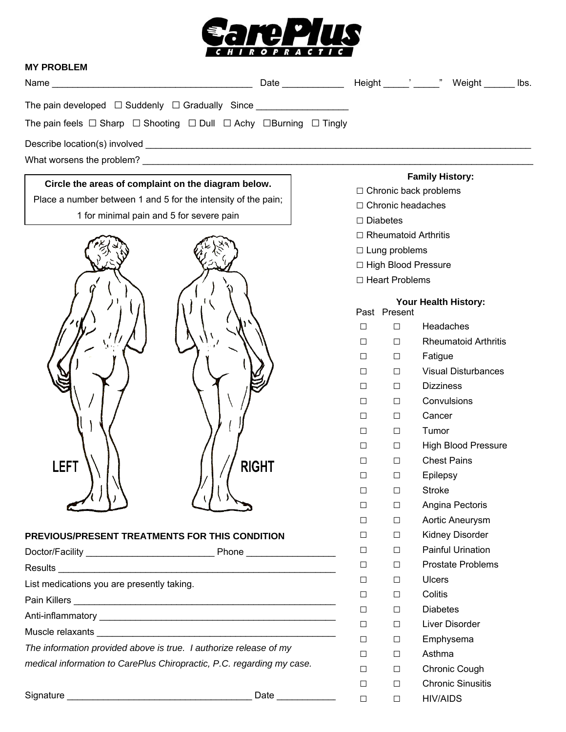**CarePlus CHIROPRACTIC**

**MY PROBLEM**

Name ________________________________________ Date ____________ Height _____' _____" Weight ______ lbs.

The pain developed ☐ Suddenly ☐ Gradually Since __________________

The pain feels ☐ Sharp ☐ Shooting ☐ Dull ☐ Achy ☐Burning ☐ Tingly

Describe location(s) involved ______________________________________________________________________________

What worsens the problem? ______________________________________________________________________________

**Circle the areas of complaint on the diagram below.**

Place a number between 1 and 5 for the intensity of the pain; 1 for minimal pain and 5 for severe pain

LEFT

RIGHT

**PREVIOUS/PRESENT TREATMENTS FOR THIS CONDITION**

Doctor/Facility _________________________ Phone _________________

Results _______________________________________________________

List medications you are presently taking.

Pain Killers ___________________________________________________

Anti-inflammatory ______________________________________________

Muscle relaxants _______________________________________________

*The information provided above is true. I authorize release of my medical information to CarePlus Chiropractic, P.C. regarding my case.*

Signature ____________________________________ Date ___________

**Family History:**

- ☐ Chronic back problems
- ☐ Chronic headaches
- ☐ Diabetes
- ☐ Rheumatoid Arthritis
- ☐ Lung problems
- ☐ High Blood Pressure
- ☐ Heart Problems

**Your Health History:**

| Past | Present | |
|---|---|---|
| ☐ | ☐ | Headaches |
| ☐ | ☐ | Rheumatoid Arthritis |
| ☐ | ☐ | Fatigue |
| ☐ | ☐ | Visual Disturbances |
| ☐ | ☐ | Dizziness |
| ☐ | ☐ | Convulsions |
| ☐ | ☐ | Cancer |
| ☐ | ☐ | Tumor |
| ☐ | ☐ | High Blood Pressure |
| ☐ | ☐ | Chest Pains |
| ☐ | ☐ | Epilepsy |
| ☐ | ☐ | Stroke |
| ☐ | ☐ | Angina Pectoris |
| ☐ | ☐ | Aortic Aneurysm |
| ☐ | ☐ | Kidney Disorder |
| ☐ | ☐ | Painful Urination |
| ☐ | ☐ | Prostate Problems |
| ☐ | ☐ | Ulcers |
| ☐ | ☐ | Colitis |
| ☐ | ☐ | Diabetes |
| ☐ | ☐ | Liver Disorder |
| ☐ | ☐ | Emphysema |
| ☐ | ☐ | Asthma |
| ☐ | ☐ | Chronic Cough |
| ☐ | ☐ | Chronic Sinusitis |
| ☐ | ☐ | HIV/AIDS |